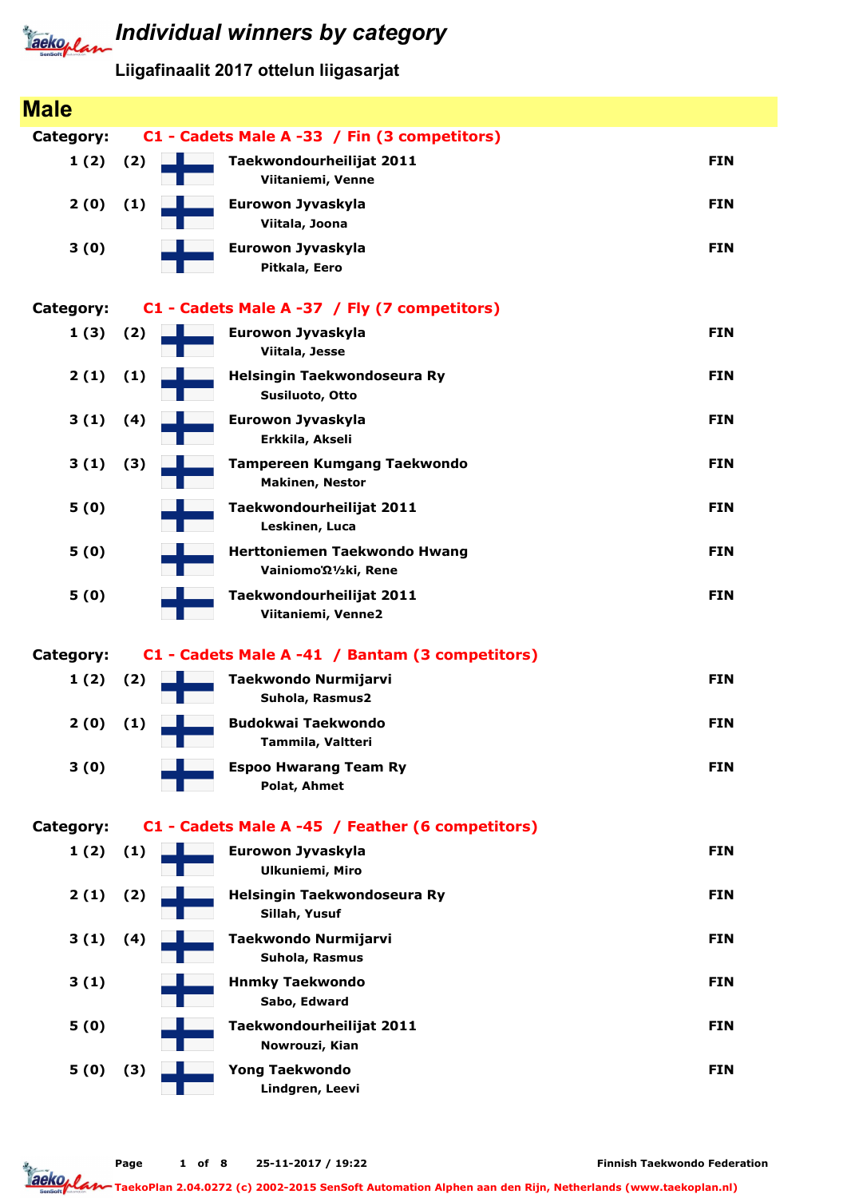# Individual winners by category

## Liigafinaalit 2017 ottelun liigasarjat

## Male

**Category: C1 - Cadets Male A -33 / Fin (3 competitors)**

| Place | | Club / Name | Country |
|---|---|---|---|
| 1 (2) | (2) | **Taekwondourheilijat 2011**<br>Viitaniemi, Venne | FIN |
| 2 (0) | (1) | **Eurowon Jyvaskyla**<br>Viitala, Joona | FIN |
| 3 (0) | | **Eurowon Jyvaskyla**<br>Pitkala, Eero | FIN |

**Category: C1 - Cadets Male A -37 / Fly (7 competitors)**

| Place | | Club / Name | Country |
|---|---|---|---|
| 1 (3) | (2) | **Eurowon Jyvaskyla**<br>Viitala, Jesse | FIN |
| 2 (1) | (1) | **Helsingin Taekwondoseura Ry**<br>Susiluoto, Otto | FIN |
| 3 (1) | (4) | **Eurowon Jyvaskyla**<br>Erkkila, Akseli | FIN |
| 3 (1) | (3) | **Tampereen Kumgang Taekwondo**<br>Makinen, Nestor | FIN |
| 5 (0) | | **Taekwondourheilijat 2011**<br>Leskinen, Luca | FIN |
| 5 (0) | | **Herttoniemen Taekwondo Hwang**<br>VainiomoΏ½ki, Rene | FIN |
| 5 (0) | | **Taekwondourheilijat 2011**<br>Viitaniemi, Venne2 | FIN |

**Category: C1 - Cadets Male A -41 / Bantam (3 competitors)**

| Place | | Club / Name | Country |
|---|---|---|---|
| 1 (2) | (2) | **Taekwondo Nurmijarvi**<br>Suhola, Rasmus2 | FIN |
| 2 (0) | (1) | **Budokwai Taekwondo**<br>Tammila, Valtteri | FIN |
| 3 (0) | | **Espoo Hwarang Team Ry**<br>Polat, Ahmet | FIN |

**Category: C1 - Cadets Male A -45 / Feather (6 competitors)**

| Place | | Club / Name | Country |
|---|---|---|---|
| 1 (2) | (1) | **Eurowon Jyvaskyla**<br>Ulkuniemi, Miro | FIN |
| 2 (1) | (2) | **Helsingin Taekwondoseura Ry**<br>Sillah, Yusuf | FIN |
| 3 (1) | (4) | **Taekwondo Nurmijarvi**<br>Suhola, Rasmus | FIN |
| 3 (1) | | **Hnmky Taekwondo**<br>Sabo, Edward | FIN |
| 5 (0) | | **Taekwondourheilijat 2011**<br>Nowrouzi, Kian | FIN |
| 5 (0) | (3) | **Yong Taekwondo**<br>Lindgren, Leevi | FIN |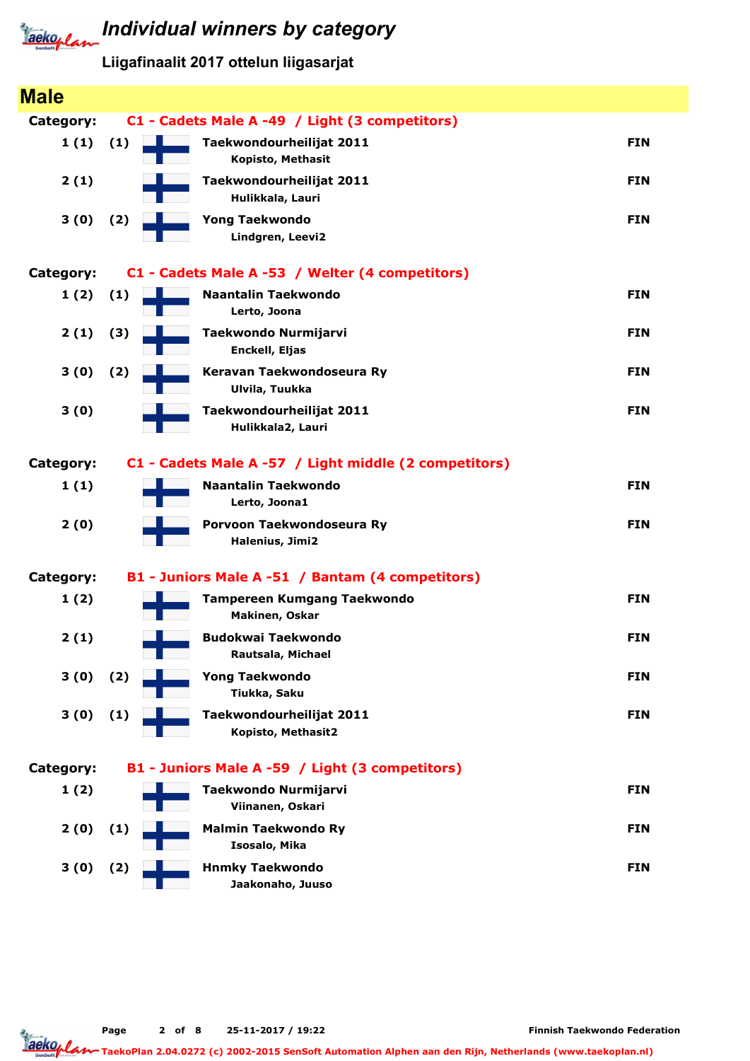# Individual winners by category

## Liigafinaalit 2017 ottelun liigasarjat

## Male

### Category: C1 - Cadets Male A -49 / Light (3 competitors)

| Place | Seed | Club / Name | Country |
|---|---|---|---|
| 1 (1) | (1) | Taekwondourheilijat 2011<br>Kopisto, Methasit | FIN |
| 2 (1) | | Taekwondourheilijat 2011<br>Hulikkala, Lauri | FIN |
| 3 (0) | (2) | Yong Taekwondo<br>Lindgren, Leevi2 | FIN |

### Category: C1 - Cadets Male A -53 / Welter (4 competitors)

| Place | Seed | Club / Name | Country |
|---|---|---|---|
| 1 (2) | (1) | Naantalin Taekwondo<br>Lerto, Joona | FIN |
| 2 (1) | (3) | Taekwondo Nurmijarvi<br>Enckell, Eljas | FIN |
| 3 (0) | (2) | Keravan Taekwondoseura Ry<br>Ulvila, Tuukka | FIN |
| 3 (0) | | Taekwondourheilijat 2011<br>Hulikkala2, Lauri | FIN |

### Category: C1 - Cadets Male A -57 / Light middle (2 competitors)

| Place | Seed | Club / Name | Country |
|---|---|---|---|
| 1 (1) | | Naantalin Taekwondo<br>Lerto, Joona1 | FIN |
| 2 (0) | | Porvoon Taekwondoseura Ry<br>Halenius, Jimi2 | FIN |

### Category: B1 - Juniors Male A -51 / Bantam (4 competitors)

| Place | Seed | Club / Name | Country |
|---|---|---|---|
| 1 (2) | | Tampereen Kumgang Taekwondo<br>Makinen, Oskar | FIN |
| 2 (1) | | Budokwai Taekwondo<br>Rautsala, Michael | FIN |
| 3 (0) | (2) | Yong Taekwondo<br>Tiukka, Saku | FIN |
| 3 (0) | (1) | Taekwondourheilijat 2011<br>Kopisto, Methasit2 | FIN |

### Category: B1 - Juniors Male A -59 / Light (3 competitors)

| Place | Seed | Club / Name | Country |
|---|---|---|---|
| 1 (2) | | Taekwondo Nurmijarvi<br>Viinanen, Oskari | FIN |
| 2 (0) | (1) | Malmin Taekwondo Ry<br>Isosalo, Mika | FIN |
| 3 (0) | (2) | Hnmky Taekwondo<br>Jaakonaho, Juuso | FIN |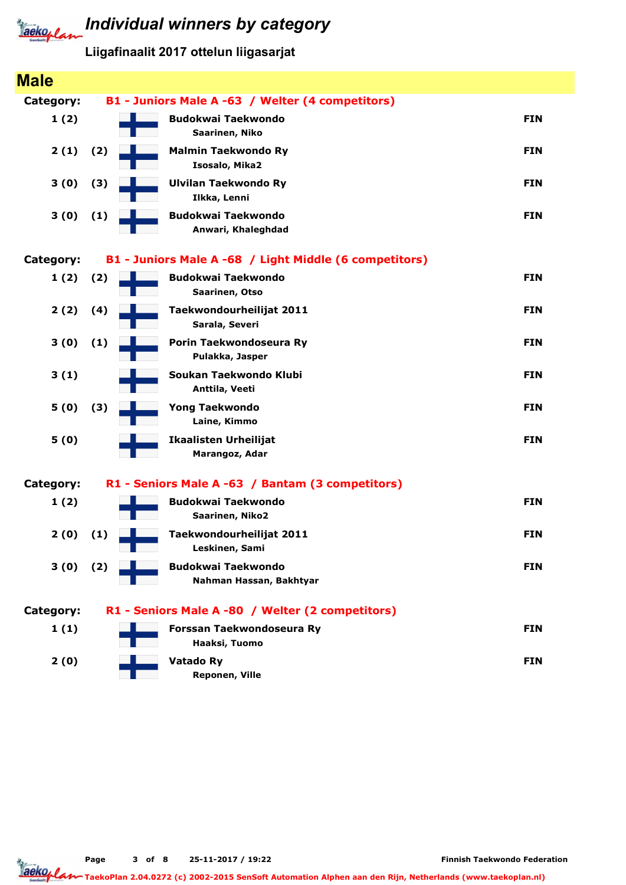# Individual winners by category

## Liigafinaalit 2017 ottelun liigasarjat

## Male

### Category: B1 - Juniors Male A -63 / Welter (4 competitors)

| Place | Seed | Club / Name | Country |
|---|---|---|---|
| 1 (2) | | Budokwai Taekwondo<br>Saarinen, Niko | FIN |
| 2 (1) | (2) | Malmin Taekwondo Ry<br>Isosalo, Mika2 | FIN |
| 3 (0) | (3) | Ulvilan Taekwondo Ry<br>Ilkka, Lenni | FIN |
| 3 (0) | (1) | Budokwai Taekwondo<br>Anwari, Khaleghdad | FIN |

### Category: B1 - Juniors Male A -68 / Light Middle (6 competitors)

| Place | Seed | Club / Name | Country |
|---|---|---|---|
| 1 (2) | (2) | Budokwai Taekwondo<br>Saarinen, Otso | FIN |
| 2 (2) | (4) | Taekwondourheilijat 2011<br>Sarala, Severi | FIN |
| 3 (0) | (1) | Porin Taekwondoseura Ry<br>Pulakka, Jasper | FIN |
| 3 (1) | | Soukan Taekwondo Klubi<br>Anttila, Veeti | FIN |
| 5 (0) | (3) | Yong Taekwondo<br>Laine, Kimmo | FIN |
| 5 (0) | | Ikaalisten Urheilijat<br>Marangoz, Adar | FIN |

### Category: R1 - Seniors Male A -63 / Bantam (3 competitors)

| Place | Seed | Club / Name | Country |
|---|---|---|---|
| 1 (2) | | Budokwai Taekwondo<br>Saarinen, Niko2 | FIN |
| 2 (0) | (1) | Taekwondourheilijat 2011<br>Leskinen, Sami | FIN |
| 3 (0) | (2) | Budokwai Taekwondo<br>Nahman Hassan, Bakhtyar | FIN |

### Category: R1 - Seniors Male A -80 / Welter (2 competitors)

| Place | Seed | Club / Name | Country |
|---|---|---|---|
| 1 (1) | | Forssan Taekwondoseura Ry<br>Haaksi, Tuomo | FIN |
| 2 (0) | | Vatado Ry<br>Reponen, Ville | FIN |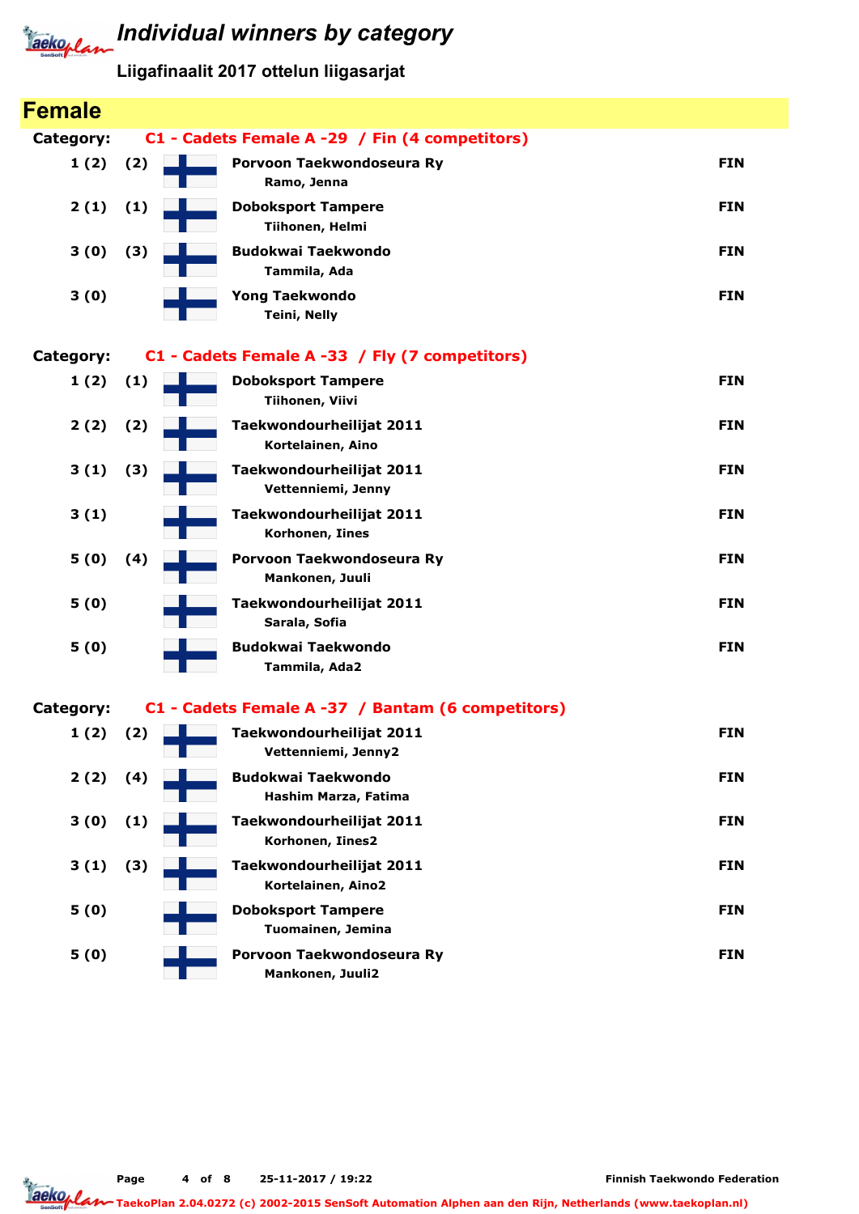# Individual winners by category

Liigafinaalit 2017 ottelun liigasarjat

## Female

**Category:** C1 - Cadets Female A -29 / Fin (4 competitors)

| Place | Seed | Club / Name | Country |
|---|---|---|---|
| 1 (2) | (2) | **Porvoon Taekwondoseura Ry** Ramo, Jenna | FIN |
| 2 (1) | (1) | **Doboksport Tampere** Tiihonen, Helmi | FIN |
| 3 (0) | (3) | **Budokwai Taekwondo** Tammila, Ada | FIN |
| 3 (0) | | **Yong Taekwondo** Teini, Nelly | FIN |

**Category:** C1 - Cadets Female A -33 / Fly (7 competitors)

| Place | Seed | Club / Name | Country |
|---|---|---|---|
| 1 (2) | (1) | **Doboksport Tampere** Tiihonen, Viivi | FIN |
| 2 (2) | (2) | **Taekwondourheilijat 2011** Kortelainen, Aino | FIN |
| 3 (1) | (3) | **Taekwondourheilijat 2011** Vettenniemi, Jenny | FIN |
| 3 (1) | | **Taekwondourheilijat 2011** Korhonen, Iines | FIN |
| 5 (0) | (4) | **Porvoon Taekwondoseura Ry** Mankonen, Juuli | FIN |
| 5 (0) | | **Taekwondourheilijat 2011** Sarala, Sofia | FIN |
| 5 (0) | | **Budokwai Taekwondo** Tammila, Ada2 | FIN |

**Category:** C1 - Cadets Female A -37 / Bantam (6 competitors)

| Place | Seed | Club / Name | Country |
|---|---|---|---|
| 1 (2) | (2) | **Taekwondourheilijat 2011** Vettenniemi, Jenny2 | FIN |
| 2 (2) | (4) | **Budokwai Taekwondo** Hashim Marza, Fatima | FIN |
| 3 (0) | (1) | **Taekwondourheilijat 2011** Korhonen, Iines2 | FIN |
| 3 (1) | (3) | **Taekwondourheilijat 2011** Kortelainen, Aino2 | FIN |
| 5 (0) | | **Doboksport Tampere** Tuomainen, Jemina | FIN |
| 5 (0) | | **Porvoon Taekwondoseura Ry** Mankonen, Juuli2 | FIN |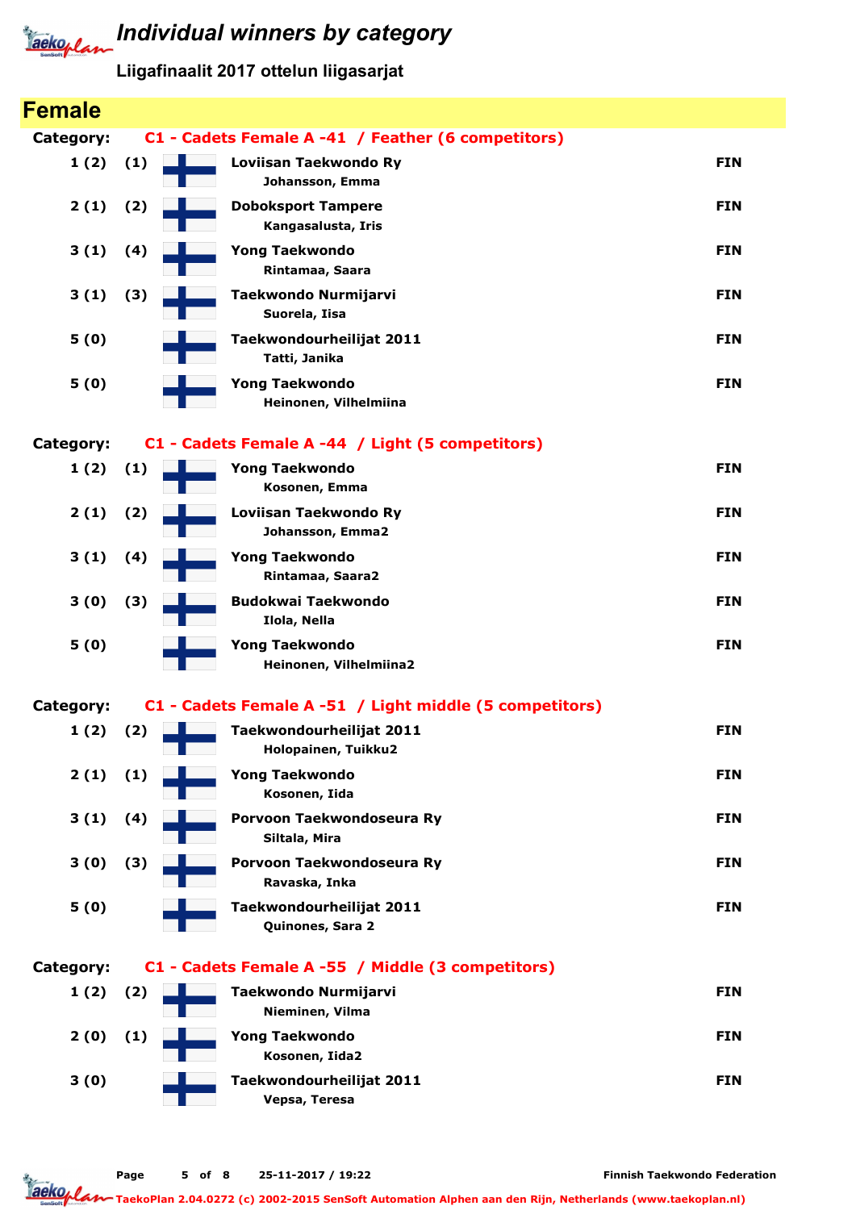# Individual winners by category

## Liigafinaalit 2017 ottelun liigasarjat

## Female

### Category: C1 - Cadets Female A -41 / Feather (6 competitors)

| Place | Seed | Club / Name | Country |
|---|---|---|---|
| 1 (2) | (1) | **Loviisan Taekwondo Ry**<br>Johansson, Emma | FIN |
| 2 (1) | (2) | **Doboksport Tampere**<br>Kangasalusta, Iris | FIN |
| 3 (1) | (4) | **Yong Taekwondo**<br>Rintamaa, Saara | FIN |
| 3 (1) | (3) | **Taekwondo Nurmijarvi**<br>Suorela, Iisa | FIN |
| 5 (0) | | **Taekwondourheilijat 2011**<br>Tatti, Janika | FIN |
| 5 (0) | | **Yong Taekwondo**<br>Heinonen, Vilhelmiina | FIN |

### Category: C1 - Cadets Female A -44 / Light (5 competitors)

| Place | Seed | Club / Name | Country |
|---|---|---|---|
| 1 (2) | (1) | **Yong Taekwondo**<br>Kosonen, Emma | FIN |
| 2 (1) | (2) | **Loviisan Taekwondo Ry**<br>Johansson, Emma2 | FIN |
| 3 (1) | (4) | **Yong Taekwondo**<br>Rintamaa, Saara2 | FIN |
| 3 (0) | (3) | **Budokwai Taekwondo**<br>Ilola, Nella | FIN |
| 5 (0) | | **Yong Taekwondo**<br>Heinonen, Vilhelmiina2 | FIN |

### Category: C1 - Cadets Female A -51 / Light middle (5 competitors)

| Place | Seed | Club / Name | Country |
|---|---|---|---|
| 1 (2) | (2) | **Taekwondourheilijat 2011**<br>Holopainen, Tuikku2 | FIN |
| 2 (1) | (1) | **Yong Taekwondo**<br>Kosonen, Iida | FIN |
| 3 (1) | (4) | **Porvoon Taekwondoseura Ry**<br>Siltala, Mira | FIN |
| 3 (0) | (3) | **Porvoon Taekwondoseura Ry**<br>Ravaska, Inka | FIN |
| 5 (0) | | **Taekwondourheilijat 2011**<br>Quinones, Sara 2 | FIN |

### Category: C1 - Cadets Female A -55 / Middle (3 competitors)

| Place | Seed | Club / Name | Country |
|---|---|---|---|
| 1 (2) | (2) | **Taekwondo Nurmijarvi**<br>Nieminen, Vilma | FIN |
| 2 (0) | (1) | **Yong Taekwondo**<br>Kosonen, Iida2 | FIN |
| 3 (0) | | **Taekwondourheilijat 2011**<br>Vepsa, Teresa | FIN |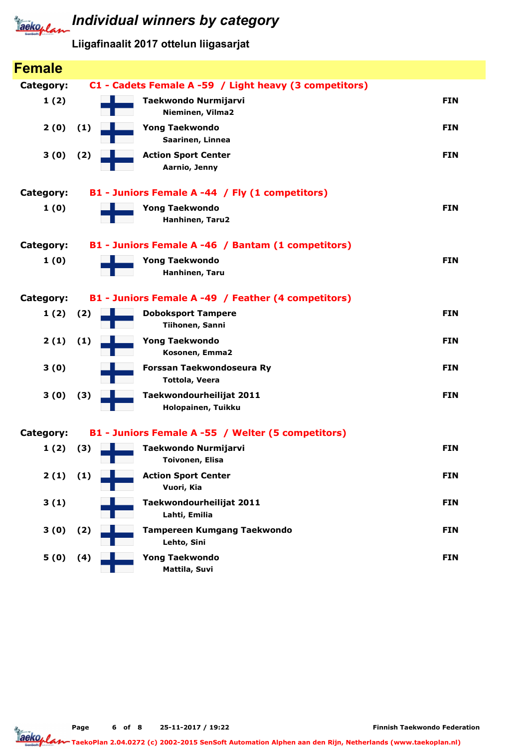# Individual winners by category

**Liigafinaalit 2017 ottelun liigasarjat**

## Female

**Category: C1 - Cadets Female A -59 / Light heavy (3 competitors)**

| Place | Seed | Club / Name | Country |
|---|---|---|---|
| 1 (2) | | **Taekwondo Nurmijarvi**<br>Nieminen, Vilma2 | FIN |
| 2 (0) | (1) | **Yong Taekwondo**<br>Saarinen, Linnea | FIN |
| 3 (0) | (2) | **Action Sport Center**<br>Aarnio, Jenny | FIN |

**Category: B1 - Juniors Female A -44 / Fly (1 competitors)**

| Place | Seed | Club / Name | Country |
|---|---|---|---|
| 1 (0) | | **Yong Taekwondo**<br>Hanhinen, Taru2 | FIN |

**Category: B1 - Juniors Female A -46 / Bantam (1 competitors)**

| Place | Seed | Club / Name | Country |
|---|---|---|---|
| 1 (0) | | **Yong Taekwondo**<br>Hanhinen, Taru | FIN |

**Category: B1 - Juniors Female A -49 / Feather (4 competitors)**

| Place | Seed | Club / Name | Country |
|---|---|---|---|
| 1 (2) | (2) | **Doboksport Tampere**<br>Tiihonen, Sanni | FIN |
| 2 (1) | (1) | **Yong Taekwondo**<br>Kosonen, Emma2 | FIN |
| 3 (0) | | **Forssan Taekwondoseura Ry**<br>Tottola, Veera | FIN |
| 3 (0) | (3) | **Taekwondourheilijat 2011**<br>Holopainen, Tuikku | FIN |

**Category: B1 - Juniors Female A -55 / Welter (5 competitors)**

| Place | Seed | Club / Name | Country |
|---|---|---|---|
| 1 (2) | (3) | **Taekwondo Nurmijarvi**<br>Toivonen, Elisa | FIN |
| 2 (1) | (1) | **Action Sport Center**<br>Vuori, Kia | FIN |
| 3 (1) | | **Taekwondourheilijat 2011**<br>Lahti, Emilia | FIN |
| 3 (0) | (2) | **Tampereen Kumgang Taekwondo**<br>Lehto, Sini | FIN |
| 5 (0) | (4) | **Yong Taekwondo**<br>Mattila, Suvi | FIN |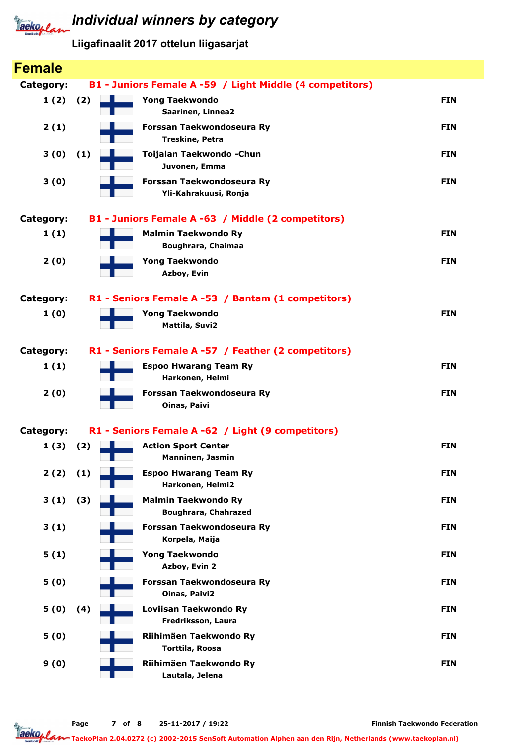# Individual winners by category

Liigafinaalit 2017 ottelun liigasarjat

## Female

### Category: B1 - Juniors Female A -59 / Light Middle (4 competitors)

| Place | | Club / Name | Country |
|---|---|---|---|
| 1 (2) | (2) | **Yong Taekwondo**<br>Saarinen, Linnea2 | FIN |
| 2 (1) | | **Forssan Taekwondoseura Ry**<br>Treskine, Petra | FIN |
| 3 (0) | (1) | **Toijalan Taekwondo -Chun**<br>Juvonen, Emma | FIN |
| 3 (0) | | **Forssan Taekwondoseura Ry**<br>Yli-Kahrakuusi, Ronja | FIN |

### Category: B1 - Juniors Female A -63 / Middle (2 competitors)

| Place | | Club / Name | Country |
|---|---|---|---|
| 1 (1) | | **Malmin Taekwondo Ry**<br>Boughrara, Chaimaa | FIN |
| 2 (0) | | **Yong Taekwondo**<br>Azboy, Evin | FIN |

### Category: R1 - Seniors Female A -53 / Bantam (1 competitors)

| Place | | Club / Name | Country |
|---|---|---|---|
| 1 (0) | | **Yong Taekwondo**<br>Mattila, Suvi2 | FIN |

### Category: R1 - Seniors Female A -57 / Feather (2 competitors)

| Place | | Club / Name | Country |
|---|---|---|---|
| 1 (1) | | **Espoo Hwarang Team Ry**<br>Harkonen, Helmi | FIN |
| 2 (0) | | **Forssan Taekwondoseura Ry**<br>Oinas, Paivi | FIN |

### Category: R1 - Seniors Female A -62 / Light (9 competitors)

| Place | | Club / Name | Country |
|---|---|---|---|
| 1 (3) | (2) | **Action Sport Center**<br>Manninen, Jasmin | FIN |
| 2 (2) | (1) | **Espoo Hwarang Team Ry**<br>Harkonen, Helmi2 | FIN |
| 3 (1) | (3) | **Malmin Taekwondo Ry**<br>Boughrara, Chahrazed | FIN |
| 3 (1) | | **Forssan Taekwondoseura Ry**<br>Korpela, Maija | FIN |
| 5 (1) | | **Yong Taekwondo**<br>Azboy, Evin 2 | FIN |
| 5 (0) | | **Forssan Taekwondoseura Ry**<br>Oinas, Paivi2 | FIN |
| 5 (0) | (4) | **Loviisan Taekwondo Ry**<br>Fredriksson, Laura | FIN |
| 5 (0) | | **Riihimäen Taekwondo Ry**<br>Torttila, Roosa | FIN |
| 9 (0) | | **Riihimäen Taekwondo Ry**<br>Lautala, Jelena | FIN |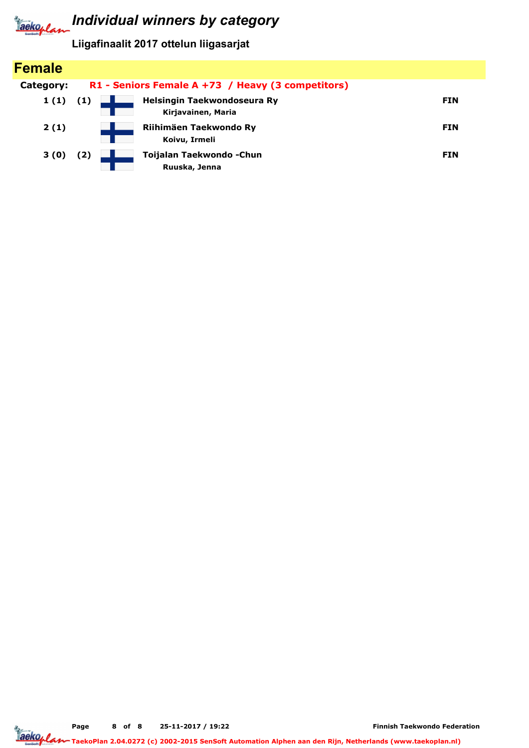# Individual winners by category

**Liigafinaalit 2017 ottelun liigasarjat**

## Female

**Category:** R1 - Seniors Female A +73 / Heavy (3 competitors)

| | | | |
|---|---|---|---|
| 1 (1) | (1) | **Helsingin Taekwondoseura Ry**<br>Kirjavainen, Maria | FIN |
| 2 (1) | | **Riihimäen Taekwondo Ry**<br>Koivu, Irmeli | FIN |
| 3 (0) | (2) | **Toijalan Taekwondo -Chun**<br>Ruuska, Jenna | FIN |

25-11-2017 / 19:22

Finnish Taekwondo Federation

TaekoPlan 2.04.0272 (c) 2002-2015 SenSoft Automation Alphen aan den Rijn, Netherlands (www.taekoplan.nl)